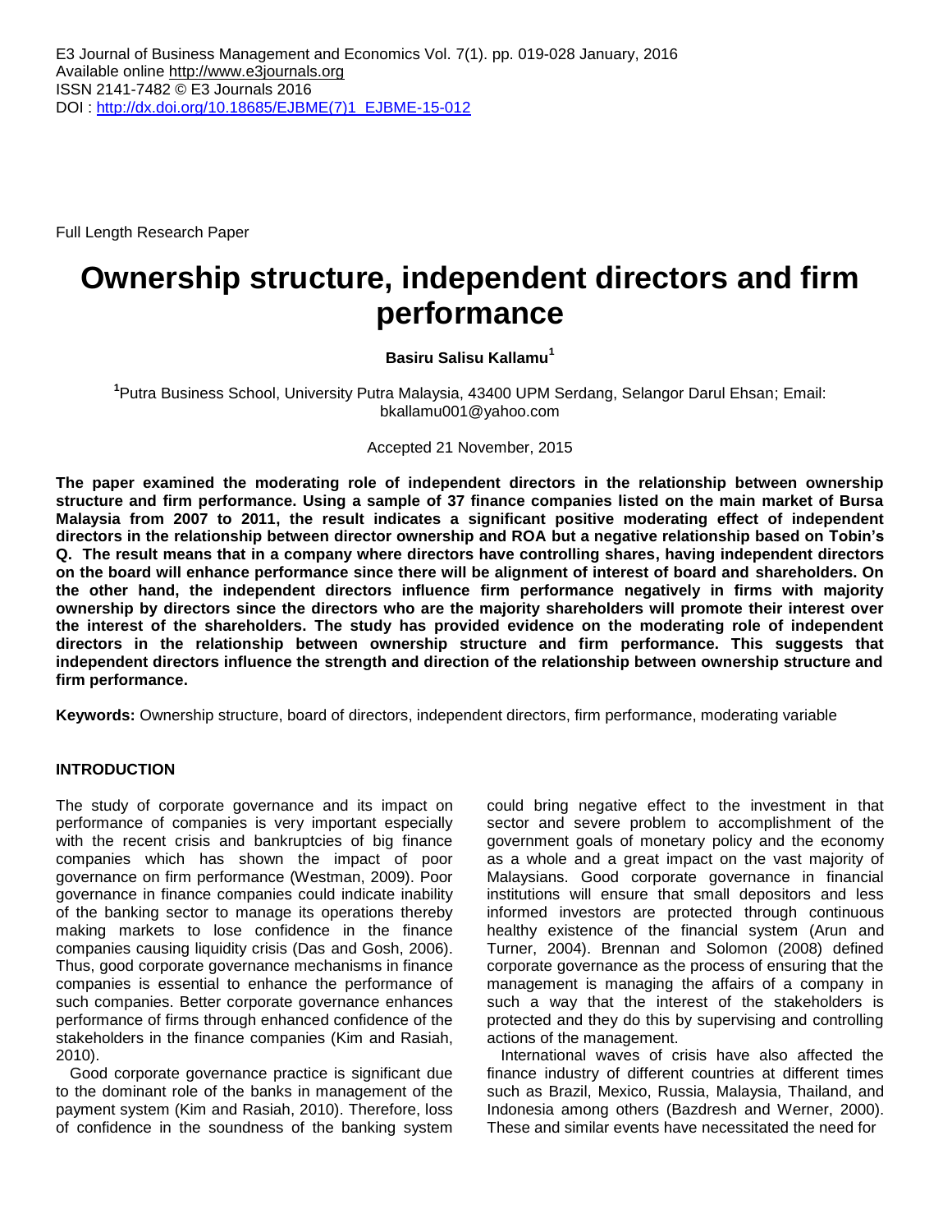E3 Journal of Business Management and Economics Vol. 7(1). pp. 019-028 January, 2016
Available online http://www.e3journals.org
ISSN 2141-7482 © E3 Journals 2016
DOI : http://dx.doi.org/10.18685/EJBME(7)1_EJBME-15-012

Full Length Research Paper

# Ownership structure, independent directors and firm performance

**Basiru Salisu Kallamu[1]**

[1]Putra Business School, University Putra Malaysia, 43400 UPM Serdang, Selangor Darul Ehsan; Email: bkallamu001@yahoo.com

Accepted 21 November, 2015

**The paper examined the moderating role of independent directors in the relationship between ownership structure and firm performance. Using a sample of 37 finance companies listed on the main market of Bursa Malaysia from 2007 to 2011, the result indicates a significant positive moderating effect of independent directors in the relationship between director ownership and ROA but a negative relationship based on Tobin's Q. The result means that in a company where directors have controlling shares, having independent directors on the board will enhance performance since there will be alignment of interest of board and shareholders. On the other hand, the independent directors influence firm performance negatively in firms with majority ownership by directors since the directors who are the majority shareholders will promote their interest over the interest of the shareholders. The study has provided evidence on the moderating role of independent directors in the relationship between ownership structure and firm performance. This suggests that independent directors influence the strength and direction of the relationship between ownership structure and firm performance.**

**Keywords:** Ownership structure, board of directors, independent directors, firm performance, moderating variable

## INTRODUCTION

The study of corporate governance and its impact on performance of companies is very important especially with the recent crisis and bankruptcies of big finance companies which has shown the impact of poor governance on firm performance (Westman, 2009). Poor governance in finance companies could indicate inability of the banking sector to manage its operations thereby making markets to lose confidence in the finance companies causing liquidity crisis (Das and Gosh, 2006). Thus, good corporate governance mechanisms in finance companies is essential to enhance the performance of such companies. Better corporate governance enhances performance of firms through enhanced confidence of the stakeholders in the finance companies (Kim and Rasiah, 2010).

Good corporate governance practice is significant due to the dominant role of the banks in management of the payment system (Kim and Rasiah, 2010). Therefore, loss of confidence in the soundness of the banking system could bring negative effect to the investment in that sector and severe problem to accomplishment of the government goals of monetary policy and the economy as a whole and a great impact on the vast majority of Malaysians. Good corporate governance in financial institutions will ensure that small depositors and less informed investors are protected through continuous healthy existence of the financial system (Arun and Turner, 2004). Brennan and Solomon (2008) defined corporate governance as the process of ensuring that the management is managing the affairs of a company in such a way that the interest of the stakeholders is protected and they do this by supervising and controlling actions of the management.

International waves of crisis have also affected the finance industry of different countries at different times such as Brazil, Mexico, Russia, Malaysia, Thailand, and Indonesia among others (Bazdresh and Werner, 2000). These and similar events have necessitated the need for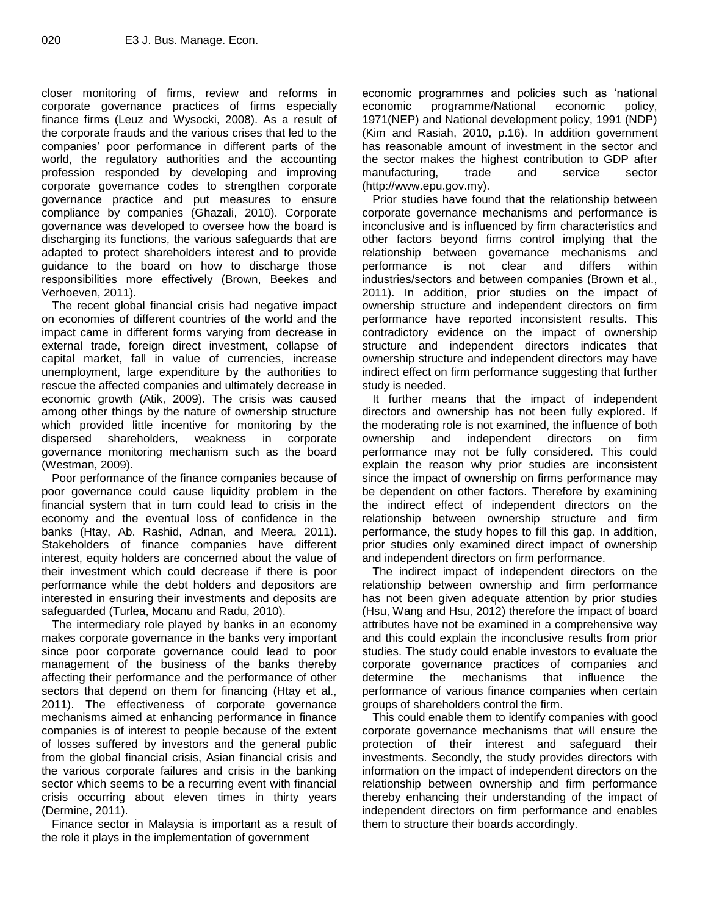closer monitoring of firms, review and reforms in corporate governance practices of firms especially finance firms (Leuz and Wysocki, 2008). As a result of the corporate frauds and the various crises that led to the companies' poor performance in different parts of the world, the regulatory authorities and the accounting profession responded by developing and improving corporate governance codes to strengthen corporate governance practice and put measures to ensure compliance by companies (Ghazali, 2010). Corporate governance was developed to oversee how the board is discharging its functions, the various safeguards that are adapted to protect shareholders interest and to provide guidance to the board on how to discharge those responsibilities more effectively (Brown, Beekes and Verhoeven, 2011).

The recent global financial crisis had negative impact on economies of different countries of the world and the impact came in different forms varying from decrease in external trade, foreign direct investment, collapse of capital market, fall in value of currencies, increase unemployment, large expenditure by the authorities to rescue the affected companies and ultimately decrease in economic growth (Atik, 2009). The crisis was caused among other things by the nature of ownership structure which provided little incentive for monitoring by the dispersed shareholders, weakness in corporate governance monitoring mechanism such as the board (Westman, 2009).

Poor performance of the finance companies because of poor governance could cause liquidity problem in the financial system that in turn could lead to crisis in the economy and the eventual loss of confidence in the banks (Htay, Ab. Rashid, Adnan, and Meera, 2011). Stakeholders of finance companies have different interest, equity holders are concerned about the value of their investment which could decrease if there is poor performance while the debt holders and depositors are interested in ensuring their investments and deposits are safeguarded (Turlea, Mocanu and Radu, 2010).

The intermediary role played by banks in an economy makes corporate governance in the banks very important since poor corporate governance could lead to poor management of the business of the banks thereby affecting their performance and the performance of other sectors that depend on them for financing (Htay et al., 2011). The effectiveness of corporate governance mechanisms aimed at enhancing performance in finance companies is of interest to people because of the extent of losses suffered by investors and the general public from the global financial crisis, Asian financial crisis and the various corporate failures and crisis in the banking sector which seems to be a recurring event with financial crisis occurring about eleven times in thirty years (Dermine, 2011).

Finance sector in Malaysia is important as a result of the role it plays in the implementation of government economic programmes and policies such as 'national economic programme/National economic policy, 1971(NEP) and National development policy, 1991 (NDP) (Kim and Rasiah, 2010, p.16). In addition government has reasonable amount of investment in the sector and the sector makes the highest contribution to GDP after manufacturing, trade and service sector (http://www.epu.gov.my).

Prior studies have found that the relationship between corporate governance mechanisms and performance is inconclusive and is influenced by firm characteristics and other factors beyond firms control implying that the relationship between governance mechanisms and performance is not clear and differs within industries/sectors and between companies (Brown et al., 2011). In addition, prior studies on the impact of ownership structure and independent directors on firm performance have reported inconsistent results. This contradictory evidence on the impact of ownership structure and independent directors indicates that ownership structure and independent directors may have indirect effect on firm performance suggesting that further study is needed.

It further means that the impact of independent directors and ownership has not been fully explored. If the moderating role is not examined, the influence of both ownership and independent directors on firm performance may not be fully considered. This could explain the reason why prior studies are inconsistent since the impact of ownership on firms performance may be dependent on other factors. Therefore by examining the indirect effect of independent directors on the relationship between ownership structure and firm performance, the study hopes to fill this gap. In addition, prior studies only examined direct impact of ownership and independent directors on firm performance.

The indirect impact of independent directors on the relationship between ownership and firm performance has not been given adequate attention by prior studies (Hsu, Wang and Hsu, 2012) therefore the impact of board attributes have not be examined in a comprehensive way and this could explain the inconclusive results from prior studies. The study could enable investors to evaluate the corporate governance practices of companies and determine the mechanisms that influence the performance of various finance companies when certain groups of shareholders control the firm.

This could enable them to identify companies with good corporate governance mechanisms that will ensure the protection of their interest and safeguard their investments. Secondly, the study provides directors with information on the impact of independent directors on the relationship between ownership and firm performance thereby enhancing their understanding of the impact of independent directors on firm performance and enables them to structure their boards accordingly.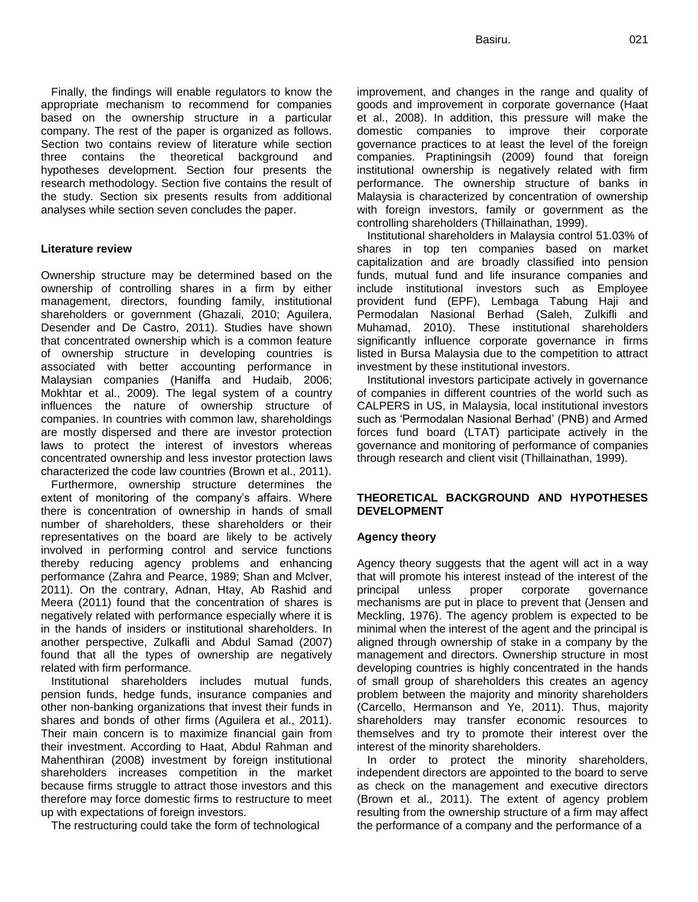Finally, the findings will enable regulators to know the appropriate mechanism to recommend for companies based on the ownership structure in a particular company. The rest of the paper is organized as follows. Section two contains review of literature while section three contains the theoretical background and hypotheses development. Section four presents the research methodology. Section five contains the result of the study. Section six presents results from additional analyses while section seven concludes the paper.

### Literature review

Ownership structure may be determined based on the ownership of controlling shares in a firm by either management, directors, founding family, institutional shareholders or government (Ghazali, 2010; Aguilera, Desender and De Castro, 2011). Studies have shown that concentrated ownership which is a common feature of ownership structure in developing countries is associated with better accounting performance in Malaysian companies (Haniffa and Hudaib, 2006; Mokhtar et al., 2009). The legal system of a country influences the nature of ownership structure of companies. In countries with common law, shareholdings are mostly dispersed and there are investor protection laws to protect the interest of investors whereas concentrated ownership and less investor protection laws characterized the code law countries (Brown et al., 2011).

Furthermore, ownership structure determines the extent of monitoring of the company's affairs. Where there is concentration of ownership in hands of small number of shareholders, these shareholders or their representatives on the board are likely to be actively involved in performing control and service functions thereby reducing agency problems and enhancing performance (Zahra and Pearce, 1989; Shan and McIver, 2011). On the contrary, Adnan, Htay, Ab Rashid and Meera (2011) found that the concentration of shares is negatively related with performance especially where it is in the hands of insiders or institutional shareholders. In another perspective, Zulkafli and Abdul Samad (2007) found that all the types of ownership are negatively related with firm performance.

Institutional shareholders includes mutual funds, pension funds, hedge funds, insurance companies and other non-banking organizations that invest their funds in shares and bonds of other firms (Aguilera et al., 2011). Their main concern is to maximize financial gain from their investment. According to Haat, Abdul Rahman and Mahenthiran (2008) investment by foreign institutional shareholders increases competition in the market because firms struggle to attract those investors and this therefore may force domestic firms to restructure to meet up with expectations of foreign investors.

The restructuring could take the form of technological improvement, and changes in the range and quality of goods and improvement in corporate governance (Haat et al., 2008). In addition, this pressure will make the domestic companies to improve their corporate governance practices to at least the level of the foreign companies. Praptiningsih (2009) found that foreign institutional ownership is negatively related with firm performance. The ownership structure of banks in Malaysia is characterized by concentration of ownership with foreign investors, family or government as the controlling shareholders (Thillainathan, 1999).

Institutional shareholders in Malaysia control 51.03% of shares in top ten companies based on market capitalization and are broadly classified into pension funds, mutual fund and life insurance companies and include institutional investors such as Employee provident fund (EPF), Lembaga Tabung Haji and Permodalan Nasional Berhad (Saleh, Zulkifli and Muhamad, 2010). These institutional shareholders significantly influence corporate governance in firms listed in Bursa Malaysia due to the competition to attract investment by these institutional investors.

Institutional investors participate actively in governance of companies in different countries of the world such as CALPERS in US, in Malaysia, local institutional investors such as 'Permodalan Nasional Berhad' (PNB) and Armed forces fund board (LTAT) participate actively in the governance and monitoring of performance of companies through research and client visit (Thillainathan, 1999).

## THEORETICAL BACKGROUND AND HYPOTHESES DEVELOPMENT

### Agency theory

Agency theory suggests that the agent will act in a way that will promote his interest instead of the interest of the principal unless proper corporate governance mechanisms are put in place to prevent that (Jensen and Meckling, 1976). The agency problem is expected to be minimal when the interest of the agent and the principal is aligned through ownership of stake in a company by the management and directors. Ownership structure in most developing countries is highly concentrated in the hands of small group of shareholders this creates an agency problem between the majority and minority shareholders (Carcello, Hermanson and Ye, 2011). Thus, majority shareholders may transfer economic resources to themselves and try to promote their interest over the interest of the minority shareholders.

In order to protect the minority shareholders, independent directors are appointed to the board to serve as check on the management and executive directors (Brown et al., 2011). The extent of agency problem resulting from the ownership structure of a firm may affect the performance of a company and the performance of a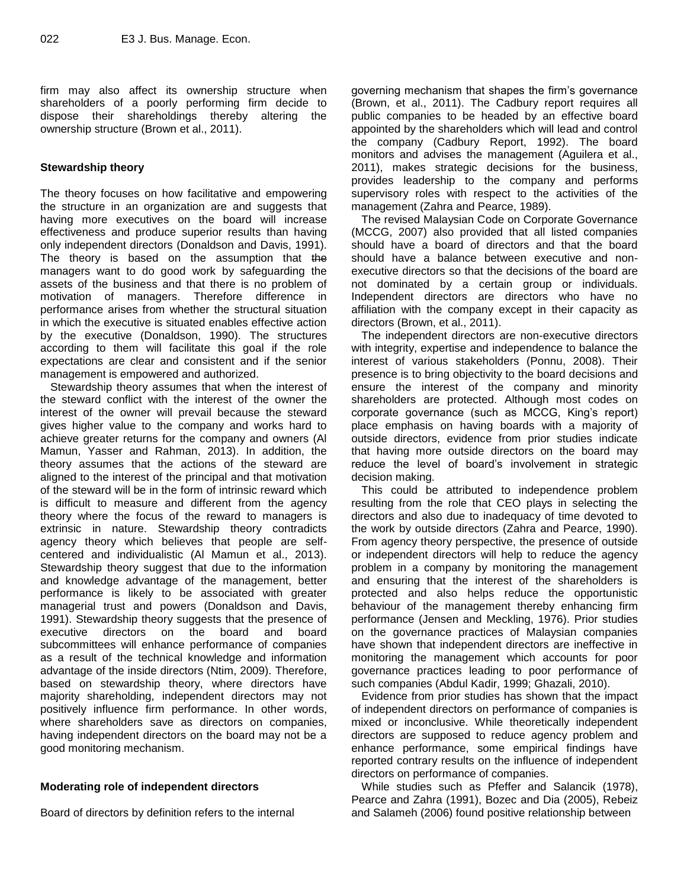firm may also affect its ownership structure when shareholders of a poorly performing firm decide to dispose their shareholdings thereby altering the ownership structure (Brown et al., 2011).

### Stewardship theory

The theory focuses on how facilitative and empowering the structure in an organization are and suggests that having more executives on the board will increase effectiveness and produce superior results than having only independent directors (Donaldson and Davis, 1991). The theory is based on the assumption that ~~the~~ managers want to do good work by safeguarding the assets of the business and that there is no problem of motivation of managers. Therefore difference in performance arises from whether the structural situation in which the executive is situated enables effective action by the executive (Donaldson, 1990). The structures according to them will facilitate this goal if the role expectations are clear and consistent and if the senior management is empowered and authorized.

Stewardship theory assumes that when the interest of the steward conflict with the interest of the owner the interest of the owner will prevail because the steward gives higher value to the company and works hard to achieve greater returns for the company and owners (Al Mamun, Yasser and Rahman, 2013). In addition, the theory assumes that the actions of the steward are aligned to the interest of the principal and that motivation of the steward will be in the form of intrinsic reward which is difficult to measure and different from the agency theory where the focus of the reward to managers is extrinsic in nature. Stewardship theory contradicts agency theory which believes that people are self-centered and individualistic (Al Mamun et al., 2013). Stewardship theory suggest that due to the information and knowledge advantage of the management, better performance is likely to be associated with greater managerial trust and powers (Donaldson and Davis, 1991). Stewardship theory suggests that the presence of executive directors on the board and board subcommittees will enhance performance of companies as a result of the technical knowledge and information advantage of the inside directors (Ntim, 2009). Therefore, based on stewardship theory, where directors have majority shareholding, independent directors may not positively influence firm performance. In other words, where shareholders save as directors on companies, having independent directors on the board may not be a good monitoring mechanism.

### Moderating role of independent directors

Board of directors by definition refers to the internal governing mechanism that shapes the firm's governance (Brown, et al., 2011). The Cadbury report requires all public companies to be headed by an effective board appointed by the shareholders which will lead and control the company (Cadbury Report, 1992). The board monitors and advises the management (Aguilera et al., 2011), makes strategic decisions for the business, provides leadership to the company and performs supervisory roles with respect to the activities of the management (Zahra and Pearce, 1989).

The revised Malaysian Code on Corporate Governance (MCCG, 2007) also provided that all listed companies should have a board of directors and that the board should have a balance between executive and non-executive directors so that the decisions of the board are not dominated by a certain group or individuals. Independent directors are directors who have no affiliation with the company except in their capacity as directors (Brown, et al., 2011).

The independent directors are non-executive directors with integrity, expertise and independence to balance the interest of various stakeholders (Ponnu, 2008). Their presence is to bring objectivity to the board decisions and ensure the interest of the company and minority shareholders are protected. Although most codes on corporate governance (such as MCCG, King's report) place emphasis on having boards with a majority of outside directors, evidence from prior studies indicate that having more outside directors on the board may reduce the level of board's involvement in strategic decision making.

This could be attributed to independence problem resulting from the role that CEO plays in selecting the directors and also due to inadequacy of time devoted to the work by outside directors (Zahra and Pearce, 1990). From agency theory perspective, the presence of outside or independent directors will help to reduce the agency problem in a company by monitoring the management and ensuring that the interest of the shareholders is protected and also helps reduce the opportunistic behaviour of the management thereby enhancing firm performance (Jensen and Meckling, 1976). Prior studies on the governance practices of Malaysian companies have shown that independent directors are ineffective in monitoring the management which accounts for poor governance practices leading to poor performance of such companies (Abdul Kadir, 1999; Ghazali, 2010).

Evidence from prior studies has shown that the impact of independent directors on performance of companies is mixed or inconclusive. While theoretically independent directors are supposed to reduce agency problem and enhance performance, some empirical findings have reported contrary results on the influence of independent directors on performance of companies.

While studies such as Pfeffer and Salancik (1978), Pearce and Zahra (1991), Bozec and Dia (2005), Rebeiz and Salameh (2006) found positive relationship between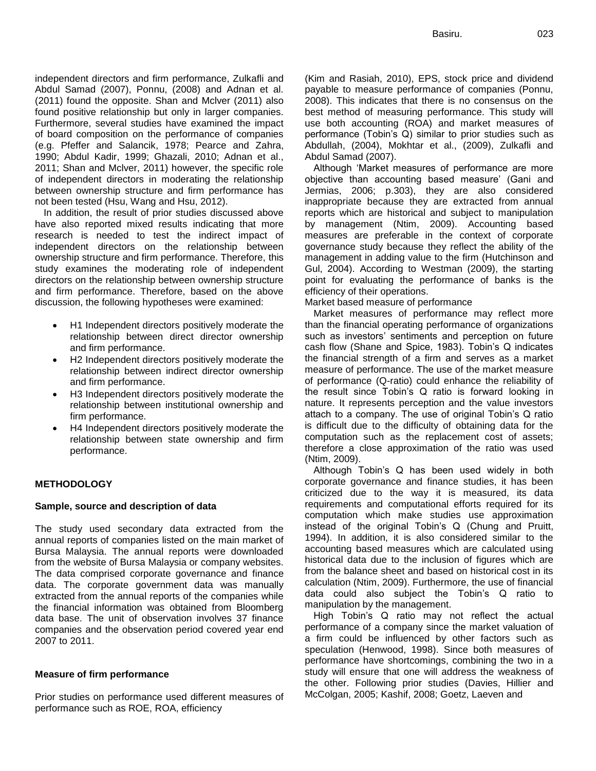independent directors and firm performance, Zulkafli and Abdul Samad (2007), Ponnu, (2008) and Adnan et al. (2011) found the opposite. Shan and Mclver (2011) also found positive relationship but only in larger companies. Furthermore, several studies have examined the impact of board composition on the performance of companies (e.g. Pfeffer and Salancik, 1978; Pearce and Zahra, 1990; Abdul Kadir, 1999; Ghazali, 2010; Adnan et al., 2011; Shan and Mclver, 2011) however, the specific role of independent directors in moderating the relationship between ownership structure and firm performance has not been tested (Hsu, Wang and Hsu, 2012).

In addition, the result of prior studies discussed above have also reported mixed results indicating that more research is needed to test the indirect impact of independent directors on the relationship between ownership structure and firm performance. Therefore, this study examines the moderating role of independent directors on the relationship between ownership structure and firm performance. Therefore, based on the above discussion, the following hypotheses were examined:

- H1 Independent directors positively moderate the relationship between direct director ownership and firm performance.
- H2 Independent directors positively moderate the relationship between indirect director ownership and firm performance.
- H3 Independent directors positively moderate the relationship between institutional ownership and firm performance.
- H4 Independent directors positively moderate the relationship between state ownership and firm performance.

## METHODOLOGY

### Sample, source and description of data

The study used secondary data extracted from the annual reports of companies listed on the main market of Bursa Malaysia. The annual reports were downloaded from the website of Bursa Malaysia or company websites. The data comprised corporate governance and finance data. The corporate government data was manually extracted from the annual reports of the companies while the financial information was obtained from Bloomberg data base. The unit of observation involves 37 finance companies and the observation period covered year end 2007 to 2011.

### Measure of firm performance

Prior studies on performance used different measures of performance such as ROE, ROA, efficiency (Kim and Rasiah, 2010), EPS, stock price and dividend payable to measure performance of companies (Ponnu, 2008). This indicates that there is no consensus on the best method of measuring performance. This study will use both accounting (ROA) and market measures of performance (Tobin's Q) similar to prior studies such as Abdullah, (2004), Mokhtar et al., (2009), Zulkafli and Abdul Samad (2007).

Although 'Market measures of performance are more objective than accounting based measure' (Gani and Jermias, 2006; p.303), they are also considered inappropriate because they are extracted from annual reports which are historical and subject to manipulation by management (Ntim, 2009). Accounting based measures are preferable in the context of corporate governance study because they reflect the ability of the management in adding value to the firm (Hutchinson and Gul, 2004). According to Westman (2009), the starting point for evaluating the performance of banks is the efficiency of their operations.

Market based measure of performance

Market measures of performance may reflect more than the financial operating performance of organizations such as investors' sentiments and perception on future cash flow (Shane and Spice, 1983). Tobin's Q indicates the financial strength of a firm and serves as a market measure of performance. The use of the market measure of performance (Q-ratio) could enhance the reliability of the result since Tobin's Q ratio is forward looking in nature. It represents perception and the value investors attach to a company. The use of original Tobin's Q ratio is difficult due to the difficulty of obtaining data for the computation such as the replacement cost of assets; therefore a close approximation of the ratio was used (Ntim, 2009).

Although Tobin's Q has been used widely in both corporate governance and finance studies, it has been criticized due to the way it is measured, its data requirements and computational efforts required for its computation which make studies use approximation instead of the original Tobin's Q (Chung and Pruitt, 1994). In addition, it is also considered similar to the accounting based measures which are calculated using historical data due to the inclusion of figures which are from the balance sheet and based on historical cost in its calculation (Ntim, 2009). Furthermore, the use of financial data could also subject the Tobin's Q ratio to manipulation by the management.

High Tobin's Q ratio may not reflect the actual performance of a company since the market valuation of a firm could be influenced by other factors such as speculation (Henwood, 1998). Since both measures of performance have shortcomings, combining the two in a study will ensure that one will address the weakness of the other. Following prior studies (Davies, Hillier and McColgan, 2005; Kashif, 2008; Goetz, Laeven and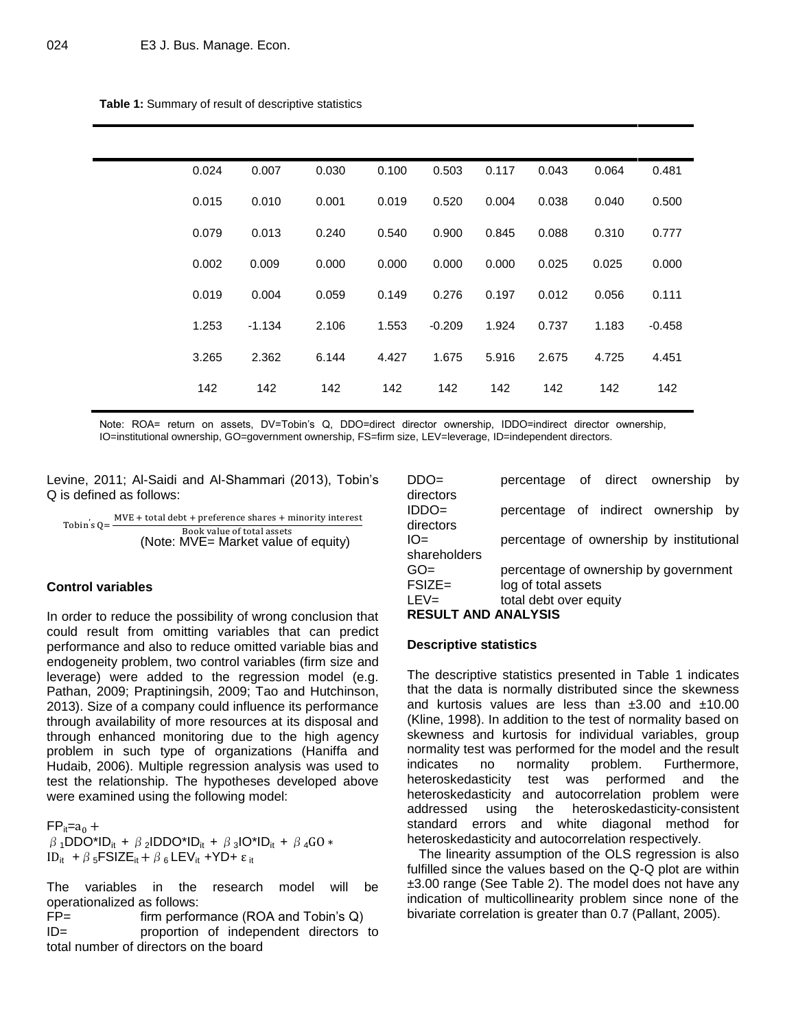**Table 1:** Summary of result of descriptive statistics

| | | | | | | | | |
|---|---|---|---|---|---|---|---|---|
| 0.024 | 0.007 | 0.030 | 0.100 | 0.503 | 0.117 | 0.043 | 0.064 | 0.481 |
| 0.015 | 0.010 | 0.001 | 0.019 | 0.520 | 0.004 | 0.038 | 0.040 | 0.500 |
| 0.079 | 0.013 | 0.240 | 0.540 | 0.900 | 0.845 | 0.088 | 0.310 | 0.777 |
| 0.002 | 0.009 | 0.000 | 0.000 | 0.000 | 0.000 | 0.025 | 0.025 | 0.000 |
| 0.019 | 0.004 | 0.059 | 0.149 | 0.276 | 0.197 | 0.012 | 0.056 | 0.111 |
| 1.253 | -1.134 | 2.106 | 1.553 | -0.209 | 1.924 | 0.737 | 1.183 | -0.458 |
| 3.265 | 2.362 | 6.144 | 4.427 | 1.675 | 5.916 | 2.675 | 4.725 | 4.451 |
| 142 | 142 | 142 | 142 | 142 | 142 | 142 | 142 | 142 |

Note: ROA= return on assets, DV=Tobin's Q, DDO=direct director ownership, IDDO=indirect director ownership, IO=institutional ownership, GO=government ownership, FS=firm size, LEV=leverage, ID=independent directors.

Levine, 2011; Al-Saidi and Al-Shammari (2013), Tobin's Q is defined as follows:

$$\text{Tobin's Q}=\frac{\text{MVE + total debt + preference shares + minority interest}}{\text{Book value of total assets}}$$

(Note: MVE= Market value of equity)

### Control variables

In order to reduce the possibility of wrong conclusion that could result from omitting variables that can predict performance and also to reduce omitted variable bias and endogeneity problem, two control variables (firm size and leverage) were added to the regression model (e.g. Pathan, 2009; Praptiningsih, 2009; Tao and Hutchinson, 2013). Size of a company could influence its performance through availability of more resources at its disposal and through enhanced monitoring due to the high agency problem in such type of organizations (Haniffa and Hudaib, 2006). Multiple regression analysis was used to test the relationship. The hypotheses developed above were examined using the following model:

$$FP_{it}=a_0 + \beta_1 DDO*ID_{it} + \beta_2 IDDO*ID_{it} + \beta_3 IO*ID_{it} + \beta_4 GO*ID_{it} + \beta_5 FSIZE_{it} + \beta_6 LEV_{it} + YD + \varepsilon_{it}$$

The variables in the research model will be operationalized as follows:

FP= firm performance (ROA and Tobin's Q)
ID= proportion of independent directors to total number of directors on the board
DDO= percentage of direct ownership by directors
IDDO= percentage of indirect ownership by directors
IO= percentage of ownership by institutional shareholders
GO= percentage of ownership by government
FSIZE= log of total assets
LEV= total debt over equity

## RESULT AND ANALYSIS

### Descriptive statistics

The descriptive statistics presented in Table 1 indicates that the data is normally distributed since the skewness and kurtosis values are less than ±3.00 and ±10.00 (Kline, 1998). In addition to the test of normality based on skewness and kurtosis for individual variables, group normality test was performed for the model and the result indicates no normality problem. Furthermore, heteroskedasticity test was performed and the heteroskedasticity and autocorrelation problem were addressed using the heteroskedasticity-consistent standard errors and white diagonal method for heteroskedasticity and autocorrelation respectively.

The linearity assumption of the OLS regression is also fulfilled since the values based on the Q-Q plot are within ±3.00 range (See Table 2). The model does not have any indication of multicollinearity problem since none of the bivariate correlation is greater than 0.7 (Pallant, 2005).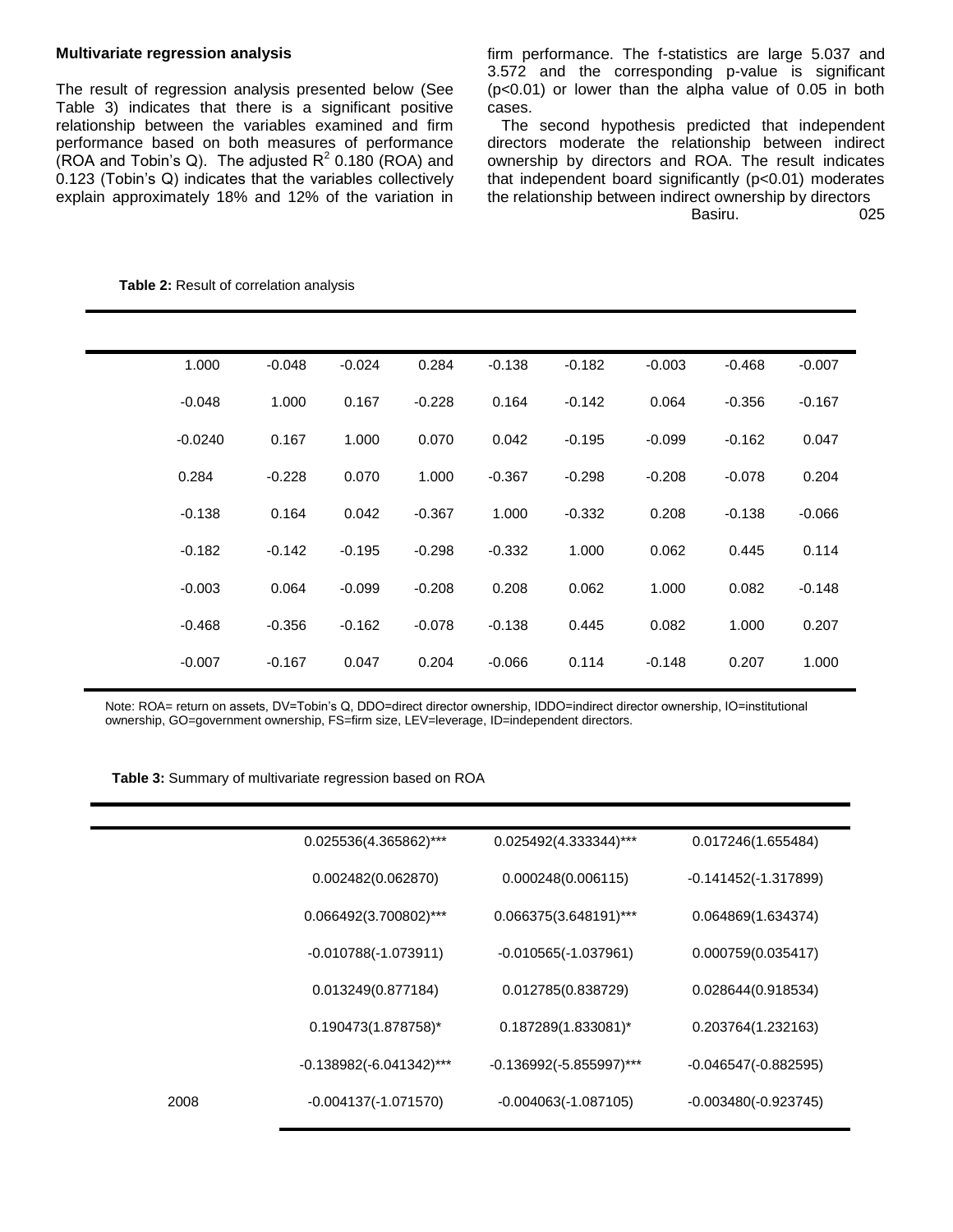### Multivariate regression analysis

The result of regression analysis presented below (See Table 3) indicates that there is a significant positive relationship between the variables examined and firm performance based on both measures of performance (ROA and Tobin's Q). The adjusted $R^2$ 0.180 (ROA) and 0.123 (Tobin's Q) indicates that the variables collectively explain approximately 18% and 12% of the variation in firm performance. The f-statistics are large 5.037 and 3.572 and the corresponding p-value is significant ($p<0.01$) or lower than the alpha value of 0.05 in both cases.

The second hypothesis predicted that independent directors moderate the relationship between indirect ownership by directors and ROA. The result indicates that independent board significantly ($p<0.01$) moderates the relationship between indirect ownership by directors

**Table 2:** Result of correlation analysis

| | | | | | | | | |
|---|---|---|---|---|---|---|---|---|
| 1.000 | -0.048 | -0.024 | 0.284 | -0.138 | -0.182 | -0.003 | -0.468 | -0.007 |
| -0.048 | 1.000 | 0.167 | -0.228 | 0.164 | -0.142 | 0.064 | -0.356 | -0.167 |
| -0.0240 | 0.167 | 1.000 | 0.070 | 0.042 | -0.195 | -0.099 | -0.162 | 0.047 |
| 0.284 | -0.228 | 0.070 | 1.000 | -0.367 | -0.298 | -0.208 | -0.078 | 0.204 |
| -0.138 | 0.164 | 0.042 | -0.367 | 1.000 | -0.332 | 0.208 | -0.138 | -0.066 |
| -0.182 | -0.142 | -0.195 | -0.298 | -0.332 | 1.000 | 0.062 | 0.445 | 0.114 |
| -0.003 | 0.064 | -0.099 | -0.208 | 0.208 | 0.062 | 1.000 | 0.082 | -0.148 |
| -0.468 | -0.356 | -0.162 | -0.078 | -0.138 | 0.445 | 0.082 | 1.000 | 0.207 |
| -0.007 | -0.167 | 0.047 | 0.204 | -0.066 | 0.114 | -0.148 | 0.207 | 1.000 |

Note: ROA= return on assets, DV=Tobin's Q, DDO=direct director ownership, IDDO=indirect director ownership, IO=institutional ownership, GO=government ownership, FS=firm size, LEV=leverage, ID=independent directors.

**Table 3:** Summary of multivariate regression based on ROA

| | | | |
|---|---|---|---|
| | 0.025536(4.365862)*** | 0.025492(4.333344)*** | 0.017246(1.655484) |
| | 0.002482(0.062870) | 0.000248(0.006115) | -0.141452(-1.317899) |
| | 0.066492(3.700802)*** | 0.066375(3.648191)*** | 0.064869(1.634374) |
| | -0.010788(-1.073911) | -0.010565(-1.037961) | 0.000759(0.035417) |
| | 0.013249(0.877184) | 0.012785(0.838729) | 0.028644(0.918534) |
| | 0.190473(1.878758)* | 0.187289(1.833081)* | 0.203764(1.232163) |
| | -0.138982(-6.041342)*** | -0.136992(-5.855997)*** | -0.046547(-0.882595) |
| 2008 | -0.004137(-1.071570) | -0.004063(-1.087105) | -0.003480(-0.923745) |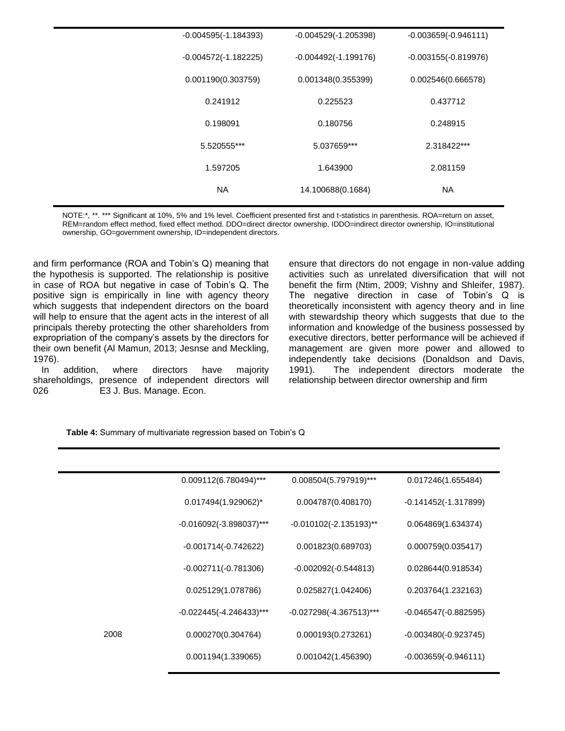| | | | |
|---|---|---|---|
| | -0.004595(-1.184393) | -0.004529(-1.205398) | -0.003659(-0.946111) |
| | -0.004572(-1.182225) | -0.004492(-1.199176) | -0.003155(-0.819976) |
| | 0.001190(0.303759) | 0.001348(0.355399) | 0.002546(0.666578) |
| | 0.241912 | 0.225523 | 0.437712 |
| | 0.198091 | 0.180756 | 0.248915 |
| | 5.520555*** | 5.037659*** | 2.318422*** |
| | 1.597205 | 1.643900 | 2.081159 |
| | NA | 14.100688(0.1684) | NA |

NOTE:*, **. *** Significant at 10%, 5% and 1% level. Coefficient presented first and t-statistics in parenthesis. ROA=return on asset, REM=random effect method, fixed effect method. DDO=direct director ownership, IDDO=indirect director ownership, IO=institutional ownership, GO=government ownership, ID=independent directors.

and firm performance (ROA and Tobin's Q) meaning that the hypothesis is supported. The relationship is positive in case of ROA but negative in case of Tobin's Q. The positive sign is empirically in line with agency theory which suggests that independent directors on the board will help to ensure that the agent acts in the interest of all principals thereby protecting the other shareholders from expropriation of the company's assets by the directors for their own benefit (Al Mamun, 2013; Jesnse and Meckling, 1976).

In addition, where directors have majority shareholdings, presence of independent directors will ensure that directors do not engage in non-value adding activities such as unrelated diversification that will not benefit the firm (Ntim, 2009; Vishny and Shleifer, 1987). The negative direction in case of Tobin's Q is theoretically inconsistent with agency theory and in line with stewardship theory which suggests that due to the information and knowledge of the business possessed by executive directors, better performance will be achieved if management are given more power and allowed to independently take decisions (Donaldson and Davis, 1991). The independent directors moderate the relationship between director ownership and firm

**Table 4:** Summary of multivariate regression based on Tobin's Q

| | | | |
|---|---|---|---|
| | 0.009112(6.780494)*** | 0.008504(5.797919)*** | 0.017246(1.655484) |
| | 0.017494(1.929062)* | 0.004787(0.408170) | -0.141452(-1.317899) |
| | -0.016092(-3.898037)*** | -0.010102(-2.135193)** | 0.064869(1.634374) |
| | -0.001714(-0.742622) | 0.001823(0.689703) | 0.000759(0.035417) |
| | -0.002711(-0.781306) | -0.002092(-0.544813) | 0.028644(0.918534) |
| | 0.025129(1.078786) | 0.025827(1.042406) | 0.203764(1.232163) |
| | -0.022445(-4.246433)*** | -0.027298(-4.367513)*** | -0.046547(-0.882595) |
| 2008 | 0.000270(0.304764) | 0.000193(0.273261) | -0.003480(-0.923745) |
| | 0.001194(1.339065) | 0.001042(1.456390) | -0.003659(-0.946111) |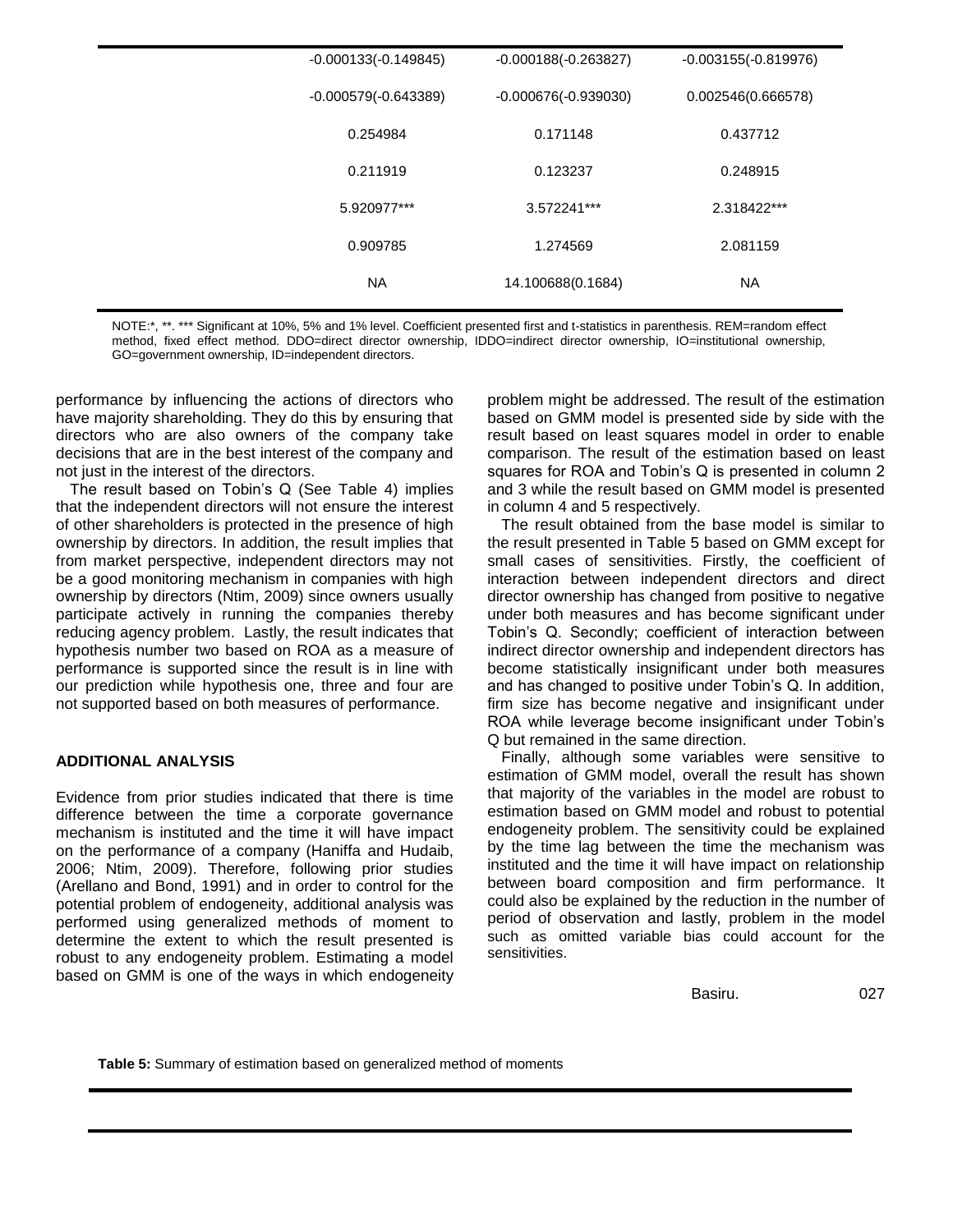| | | | |
|---|---|---|---|
| | -0.000133(-0.149845) | -0.000188(-0.263827) | -0.003155(-0.819976) |
| | -0.000579(-0.643389) | -0.000676(-0.939030) | 0.002546(0.666578) |
| | 0.254984 | 0.171148 | 0.437712 |
| | 0.211919 | 0.123237 | 0.248915 |
| | 5.920977*** | 3.572241*** | 2.318422*** |
| | 0.909785 | 1.274569 | 2.081159 |
| | NA | 14.100688(0.1684) | NA |

NOTE:*, **. *** Significant at 10%, 5% and 1% level. Coefficient presented first and t-statistics in parenthesis. REM=random effect method, fixed effect method. DDO=direct director ownership, IDDO=indirect director ownership, IO=institutional ownership, GO=government ownership, ID=independent directors.

performance by influencing the actions of directors who have majority shareholding. They do this by ensuring that directors who are also owners of the company take decisions that are in the best interest of the company and not just in the interest of the directors.

The result based on Tobin's Q (See Table 4) implies that the independent directors will not ensure the interest of other shareholders is protected in the presence of high ownership by directors. In addition, the result implies that from market perspective, independent directors may not be a good monitoring mechanism in companies with high ownership by directors (Ntim, 2009) since owners usually participate actively in running the companies thereby reducing agency problem. Lastly, the result indicates that hypothesis number two based on ROA as a measure of performance is supported since the result is in line with our prediction while hypothesis one, three and four are not supported based on both measures of performance.

## ADDITIONAL ANALYSIS

Evidence from prior studies indicated that there is time difference between the time a corporate governance mechanism is instituted and the time it will have impact on the performance of a company (Haniffa and Hudaib, 2006; Ntim, 2009). Therefore, following prior studies (Arellano and Bond, 1991) and in order to control for the potential problem of endogeneity, additional analysis was performed using generalized methods of moment to determine the extent to which the result presented is robust to any endogeneity problem. Estimating a model based on GMM is one of the ways in which endogeneity problem might be addressed. The result of the estimation based on GMM model is presented side by side with the result based on least squares model in order to enable comparison. The result of the estimation based on least squares for ROA and Tobin's Q is presented in column 2 and 3 while the result based on GMM model is presented in column 4 and 5 respectively.

The result obtained from the base model is similar to the result presented in Table 5 based on GMM except for small cases of sensitivities. Firstly, the coefficient of interaction between independent directors and direct director ownership has changed from positive to negative under both measures and has become significant under Tobin's Q. Secondly; coefficient of interaction between indirect director ownership and independent directors has become statistically insignificant under both measures and has changed to positive under Tobin's Q. In addition, firm size has become negative and insignificant under ROA while leverage become insignificant under Tobin's Q but remained in the same direction.

Finally, although some variables were sensitive to estimation of GMM model, overall the result has shown that majority of the variables in the model are robust to estimation based on GMM model and robust to potential endogeneity problem. The sensitivity could be explained by the time lag between the time the mechanism was instituted and the time it will have impact on relationship between board composition and firm performance. It could also be explained by the reduction in the number of period of observation and lastly, problem in the model such as omitted variable bias could account for the sensitivities.

**Table 5:** Summary of estimation based on generalized method of moments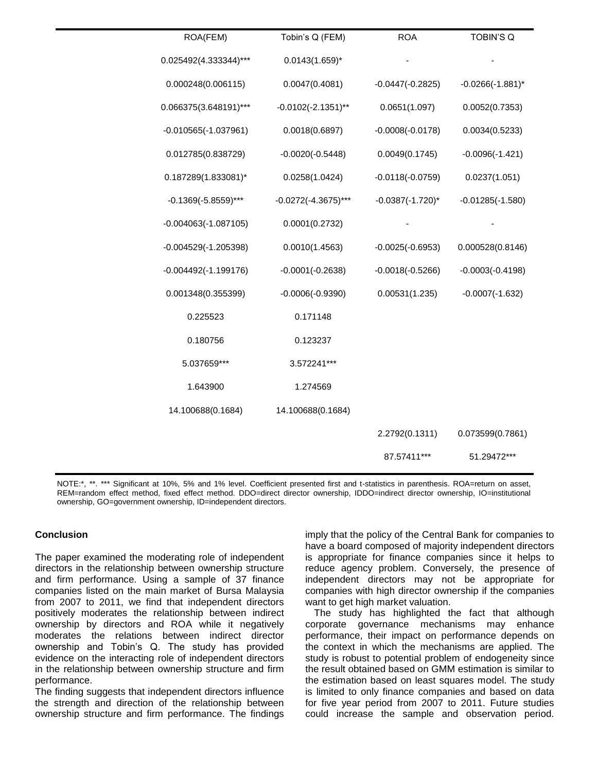| ROA(FEM) | Tobin's Q (FEM) | ROA | TOBIN'S Q |
|---|---|---|---|
| 0.025492(4.333344)*** | 0.0143(1.659)* | - | - |
| 0.000248(0.006115) | 0.0047(0.4081) | -0.0447(-0.2825) | -0.0266(-1.881)* |
| 0.066375(3.648191)*** | -0.0102(-2.1351)** | 0.0651(1.097) | 0.0052(0.7353) |
| -0.010565(-1.037961) | 0.0018(0.6897) | -0.0008(-0.0178) | 0.0034(0.5233) |
| 0.012785(0.838729) | -0.0020(-0.5448) | 0.0049(0.1745) | -0.0096(-1.421) |
| 0.187289(1.833081)* | 0.0258(1.0424) | -0.0118(-0.0759) | 0.0237(1.051) |
| -0.1369(-5.8559)*** | -0.0272(-4.3675)*** | -0.0387(-1.720)* | -0.01285(-1.580) |
| -0.004063(-1.087105) | 0.0001(0.2732) | - | - |
| -0.004529(-1.205398) | 0.0010(1.4563) | -0.0025(-0.6953) | 0.000528(0.8146) |
| -0.004492(-1.199176) | -0.0001(-0.2638) | -0.0018(-0.5266) | -0.0003(-0.4198) |
| 0.001348(0.355399) | -0.0006(-0.9390) | 0.00531(1.235) | -0.0007(-1.632) |
| 0.225523 | 0.171148 | | |
| 0.180756 | 0.123237 | | |
| 5.037659*** | 3.572241*** | | |
| 1.643900 | 1.274569 | | |
| 14.100688(0.1684) | 14.100688(0.1684) | | |
| | | 2.2792(0.1311) | 0.073599(0.7861) |
| | | 87.57411*** | 51.29472*** |

NOTE:*, **. *** Significant at 10%, 5% and 1% level. Coefficient presented first and t-statistics in parenthesis. ROA=return on asset, REM=random effect method, fixed effect method. DDO=direct director ownership, IDDO=indirect director ownership, IO=institutional ownership, GO=government ownership, ID=independent directors.

**Conclusion**

The paper examined the moderating role of independent directors in the relationship between ownership structure and firm performance. Using a sample of 37 finance companies listed on the main market of Bursa Malaysia from 2007 to 2011, we find that independent directors positively moderates the relationship between indirect ownership by directors and ROA while it negatively moderates the relations between indirect director ownership and Tobin's Q. The study has provided evidence on the interacting role of independent directors in the relationship between ownership structure and firm performance.

The finding suggests that independent directors influence the strength and direction of the relationship between ownership structure and firm performance. The findings imply that the policy of the Central Bank for companies to have a board composed of majority independent directors is appropriate for finance companies since it helps to reduce agency problem. Conversely, the presence of independent directors may not be appropriate for companies with high director ownership if the companies want to get high market valuation.

The study has highlighted the fact that although corporate governance mechanisms may enhance performance, their impact on performance depends on the context in which the mechanisms are applied. The study is robust to potential problem of endogeneity since the result obtained based on GMM estimation is similar to the estimation based on least squares model. The study is limited to only finance companies and based on data for five year period from 2007 to 2011. Future studies could increase the sample and observation period.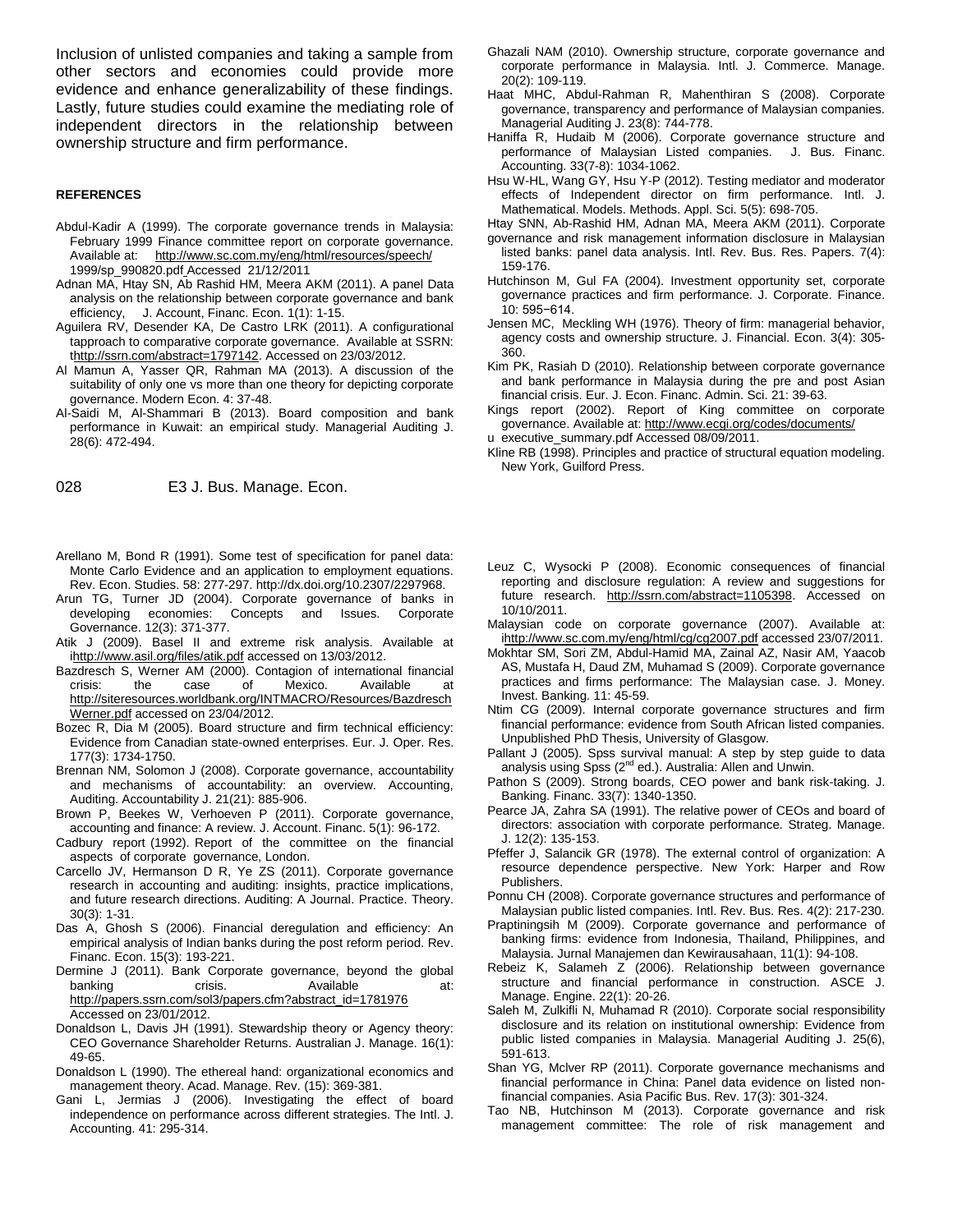Inclusion of unlisted companies and taking a sample from other sectors and economies could provide more evidence and enhance generalizability of these findings. Lastly, future studies could examine the mediating role of independent directors in the relationship between ownership structure and firm performance.

**REFERENCES**

Abdul-Kadir A (1999). The corporate governance trends in Malaysia: February 1999 Finance committee report on corporate governance. Available at: http://www.sc.com.my/eng/html/resources/speech/1999/sp_990820.pdf Accessed 21/12/2011

Adnan MA, Htay SN, Ab Rashid HM, Meera AKM (2011). A panel Data analysis on the relationship between corporate governance and bank efficiency, J. Account, Financ. Econ. 1(1): 1-15.

Aguilera RV, Desender KA, De Castro LRK (2011). A configurational tapproach to comparative corporate governance. Available at SSRN: thttp://ssrn.com/abstract=1797142. Accessed on 23/03/2012.

Al Mamun A, Yasser QR, Rahman MA (2013). A discussion of the suitability of only one vs more than one theory for depicting corporate governance. Modern Econ. 4: 37-48.

Al-Saidi M, Al-Shammari B (2013). Board composition and bank performance in Kuwait: an empirical study. Managerial Auditing J. 28(6): 472-494.

Arellano M, Bond R (1991). Some test of specification for panel data: Monte Carlo Evidence and an application to employment equations. Rev. Econ. Studies. 58: 277-297. http://dx.doi.org/10.2307/2297968.

Arun TG, Turner JD (2004). Corporate governance of banks in developing economies: Concepts and Issues. Corporate Governance. 12(3): 371-377.

Atik J (2009). Basel II and extreme risk analysis. Available at ihttp://www.asil.org/files/atik.pdf accessed on 13/03/2012.

Bazdresch S, Werner AM (2000). Contagion of international financial crisis: the case of Mexico. Available at http://siteresources.worldbank.org/INTMACRO/Resources/BazdreschWerner.pdf accessed on 23/04/2012.

Bozec R, Dia M (2005). Board structure and firm technical efficiency: Evidence from Canadian state-owned enterprises. Eur. J. Oper. Res. 177(3): 1734-1750.

Brennan NM, Solomon J (2008). Corporate governance, accountability and mechanisms of accountability: an overview. Accounting, Auditing. Accountability J. 21(21): 885-906.

Brown P, Beekes W, Verhoeven P (2011). Corporate governance, accounting and finance: A review. J. Account. Financ. 5(1): 96-172.

Cadbury report (1992). Report of the committee on the financial aspects of corporate governance, London.

Carcello JV, Hermanson D R, Ye ZS (2011). Corporate governance research in accounting and auditing: insights, practice implications, and future research directions. Auditing: A Journal. Practice. Theory. 30(3): 1-31.

Das A, Ghosh S (2006). Financial deregulation and efficiency: An empirical analysis of Indian banks during the post reform period. Rev. Financ. Econ. 15(3): 193-221.

Dermine J (2011). Bank Corporate governance, beyond the global banking crisis. Available at: http://papers.ssrn.com/sol3/papers.cfm?abstract_id=1781976 Accessed on 23/01/2012.

Donaldson L, Davis JH (1991). Stewardship theory or Agency theory: CEO Governance Shareholder Returns. Australian J. Manage. 16(1): 49-65.

Donaldson L (1990). The ethereal hand: organizational economics and management theory. Acad. Manage. Rev. (15): 369-381.

Gani L, Jermias J (2006). Investigating the effect of board independence on performance across different strategies. The Intl. J. Accounting. 41: 295-314.

Ghazali NAM (2010). Ownership structure, corporate governance and corporate performance in Malaysia. Intl. J. Commerce. Manage. 20(2): 109-119.

Haat MHC, Abdul-Rahman R, Mahenthiran S (2008). Corporate governance, transparency and performance of Malaysian companies. Managerial Auditing J. 23(8): 744-778.

Haniffa R, Hudaib M (2006). Corporate governance structure and performance of Malaysian Listed companies. J. Bus. Financ. Accounting. 33(7-8): 1034-1062.

Hsu W-HL, Wang GY, Hsu Y-P (2012). Testing mediator and moderator effects of Independent director on firm performance. Intl. J. Mathematical. Models. Methods. Appl. Sci. 5(5): 698-705.

Htay SNN, Ab-Rashid HM, Adnan MA, Meera AKM (2011). Corporate governance and risk management information disclosure in Malaysian listed banks: panel data analysis. Intl. Rev. Bus. Res. Papers. 7(4): 159-176.

Hutchinson M, Gul FA (2004). Investment opportunity set, corporate governance practices and firm performance. J. Corporate. Finance. 10: 595−614.

Jensen MC, Meckling WH (1976). Theory of firm: managerial behavior, agency costs and ownership structure. J. Financial. Econ. 3(4): 305-360.

Kim PK, Rasiah D (2010). Relationship between corporate governance and bank performance in Malaysia during the pre and post Asian financial crisis. Eur. J. Econ. Financ. Admin. Sci. 21: 39-63.

Kings report (2002). Report of King committee on corporate governance. Available at: http://www.ecgi.org/codes/documents/u executive_summary.pdf Accessed 08/09/2011.

Kline RB (1998). Principles and practice of structural equation modeling. New York, Guilford Press.

Leuz C, Wysocki P (2008). Economic consequences of financial reporting and disclosure regulation: A review and suggestions for future research. http://ssrn.com/abstract=1105398. Accessed on 10/10/2011.

Malaysian code on corporate governance (2007). Available at: ihttp://www.sc.com.my/eng/html/cg/cg2007.pdf accessed 23/07/2011.

Mokhtar SM, Sori ZM, Abdul-Hamid MA, Zainal AZ, Nasir AM, Yaacob AS, Mustafa H, Daud ZM, Muhamad S (2009). Corporate governance practices and firms performance: The Malaysian case. J. Money. Invest. Banking. 11: 45-59.

Ntim CG (2009). Internal corporate governance structures and firm financial performance: evidence from South African listed companies. Unpublished PhD Thesis, University of Glasgow.

Pallant J (2005). Spss survival manual: A step by step guide to data analysis using Spss (2nd ed.). Australia: Allen and Unwin.

Pathon S (2009). Strong boards, CEO power and bank risk-taking. J. Banking. Financ. 33(7): 1340-1350.

Pearce JA, Zahra SA (1991). The relative power of CEOs and board of directors: association with corporate performance. Strateg. Manage. J. 12(2): 135-153.

Pfeffer J, Salancik GR (1978). The external control of organization: A resource dependence perspective. New York: Harper and Row Publishers.

Ponnu CH (2008). Corporate governance structures and performance of Malaysian public listed companies. Intl. Rev. Bus. Res. 4(2): 217-230.

Praptiningsih M (2009). Corporate governance and performance of banking firms: evidence from Indonesia, Thailand, Philippines, and Malaysia. Jurnal Manajemen dan Kewirausahaan, 11(1): 94-108.

Rebeiz K, Salameh Z (2006). Relationship between governance structure and financial performance in construction. ASCE J. Manage. Engine. 22(1): 20-26.

Saleh M, Zulkifli N, Muhamad R (2010). Corporate social responsibility disclosure and its relation on institutional ownership: Evidence from public listed companies in Malaysia. Managerial Auditing J. 25(6), 591-613.

Shan YG, McIver RP (2011). Corporate governance mechanisms and financial performance in China: Panel data evidence on listed non-financial companies. Asia Pacific Bus. Rev. 17(3): 301-324.

Tao NB, Hutchinson M (2013). Corporate governance and risk management committee: The role of risk management and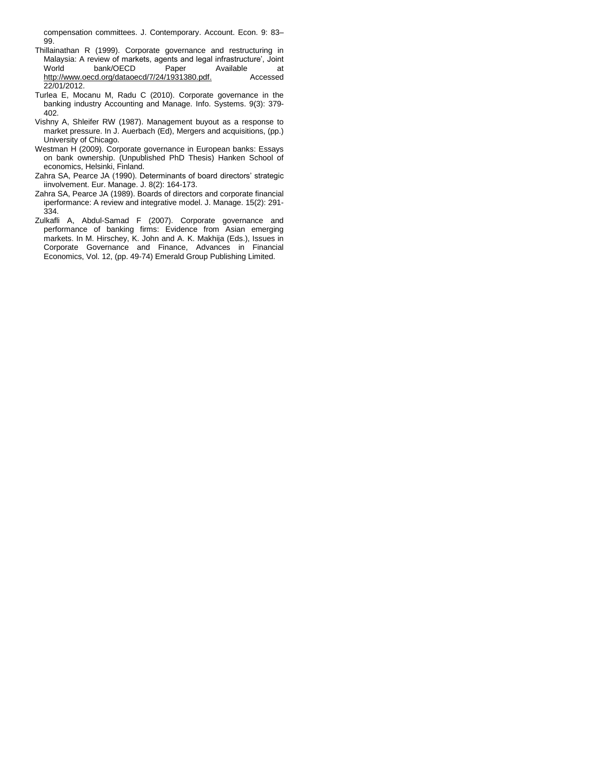compensation committees. J. Contemporary. Account. Econ. 9: 83–99.

Thillainathan R (1999). Corporate governance and restructuring in Malaysia: A review of markets, agents and legal infrastructure', Joint World bank/OECD Paper Available at http://www.oecd.org/dataoecd/7/24/1931380.pdf. Accessed 22/01/2012.

Turlea E, Mocanu M, Radu C (2010). Corporate governance in the banking industry Accounting and Manage. Info. Systems. 9(3): 379-402.

Vishny A, Shleifer RW (1987). Management buyout as a response to market pressure. In J. Auerbach (Ed), Mergers and acquisitions, (pp.) University of Chicago.

Westman H (2009). Corporate governance in European banks: Essays on bank ownership. (Unpublished PhD Thesis) Hanken School of economics, Helsinki, Finland.

Zahra SA, Pearce JA (1990). Determinants of board directors' strategic iinvolvement. Eur. Manage. J. 8(2): 164-173.

Zahra SA, Pearce JA (1989). Boards of directors and corporate financial iperformance: A review and integrative model. J. Manage. 15(2): 291-334.

Zulkafli A, Abdul-Samad F (2007). Corporate governance and performance of banking firms: Evidence from Asian emerging markets. In M. Hirschey, K. John and A. K. Makhija (Eds.), Issues in Corporate Governance and Finance, Advances in Financial Economics, Vol. 12, (pp. 49-74) Emerald Group Publishing Limited.